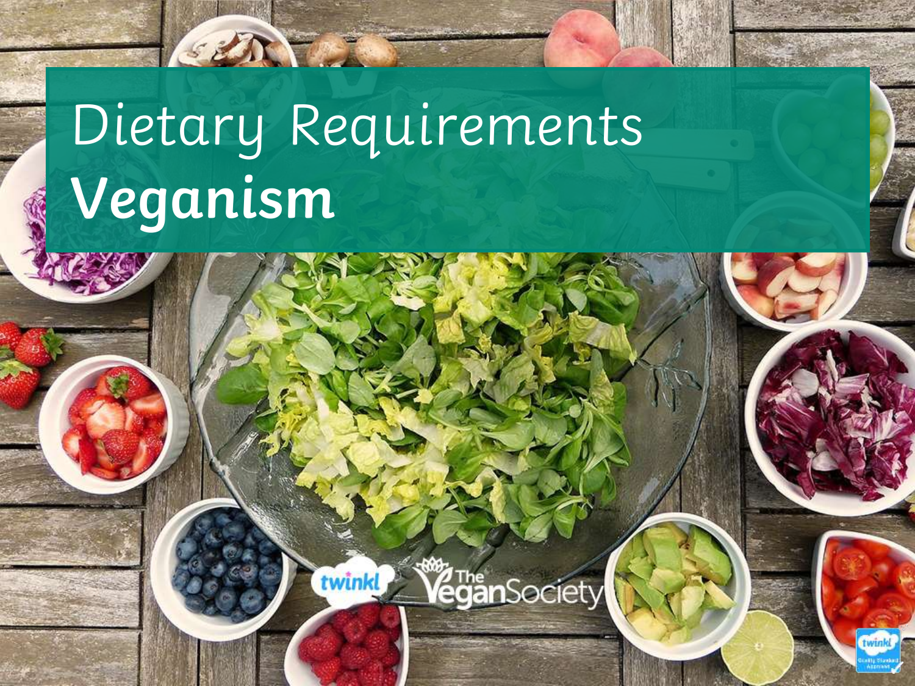# Dietary Requirements
# **Veganism**

twinkl The Vegan Society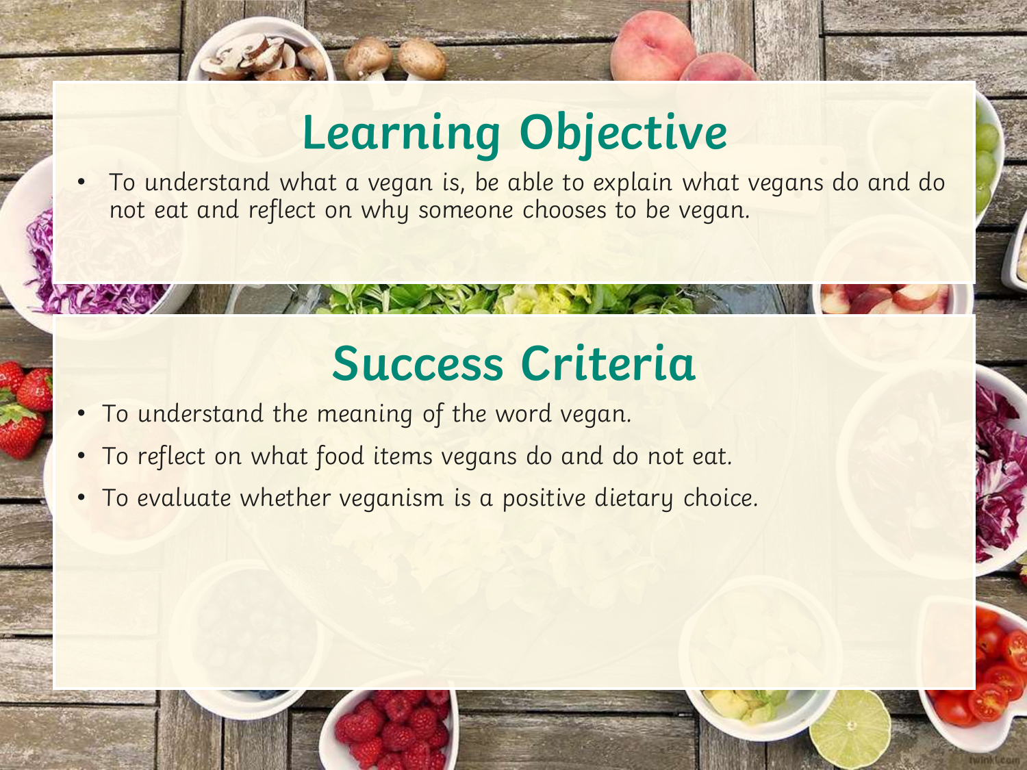# Learning Objective

- To understand what a vegan is, be able to explain what vegans do and do not eat and reflect on why someone chooses to be vegan.

# Success Criteria

- To understand the meaning of the word vegan.
- To reflect on what food items vegans do and do not eat.
- To evaluate whether veganism is a positive dietary choice.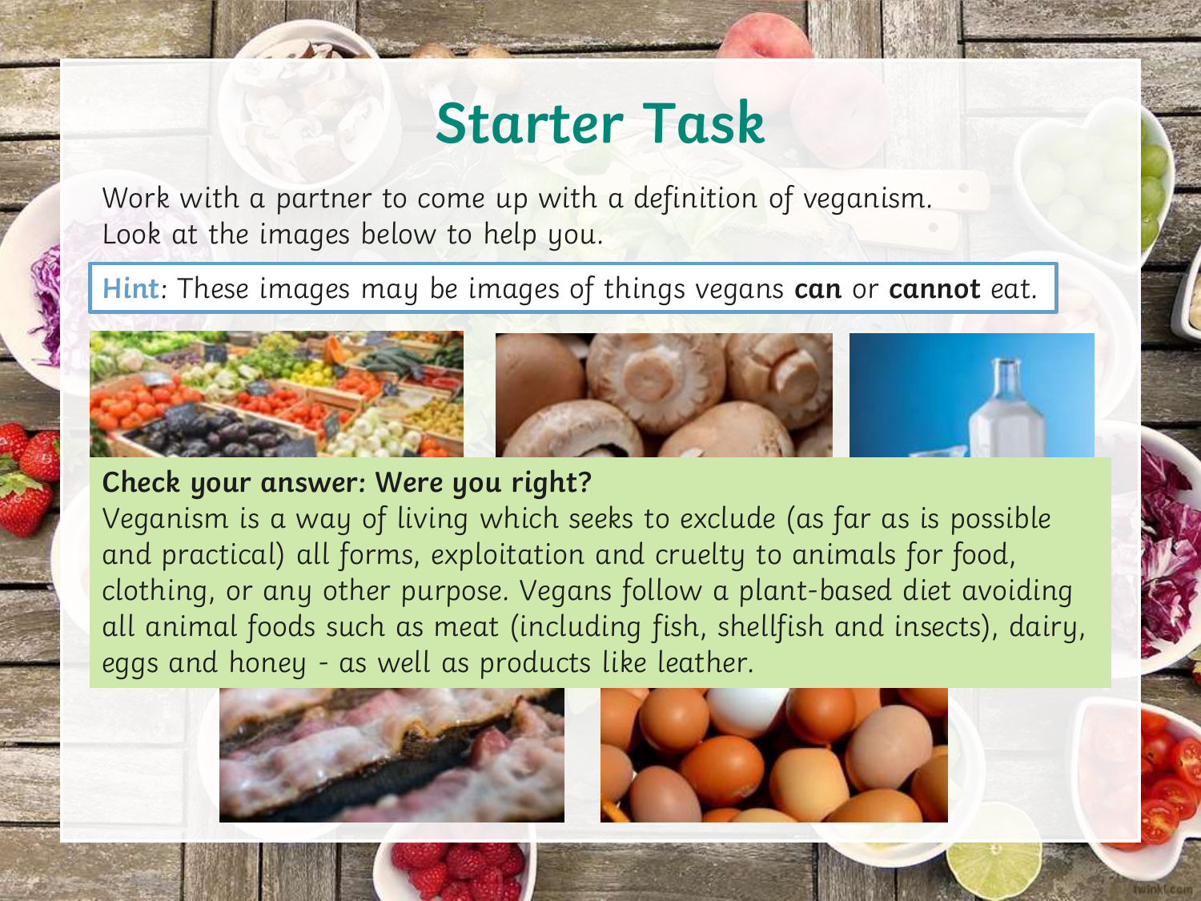# Starter Task

Work with a partner to come up with a definition of veganism.
Look at the images below to help you.

**Hint**: These images may be images of things vegans **can** or **cannot** eat.

**Check your answer: Were you right?**

Veganism is a way of living which seeks to exclude (as far as is possible and practical) all forms, exploitation and cruelty to animals for food, clothing, or any other purpose. Vegans follow a plant-based diet avoiding all animal foods such as meat (including fish, shellfish and insects), dairy, eggs and honey - as well as products like leather.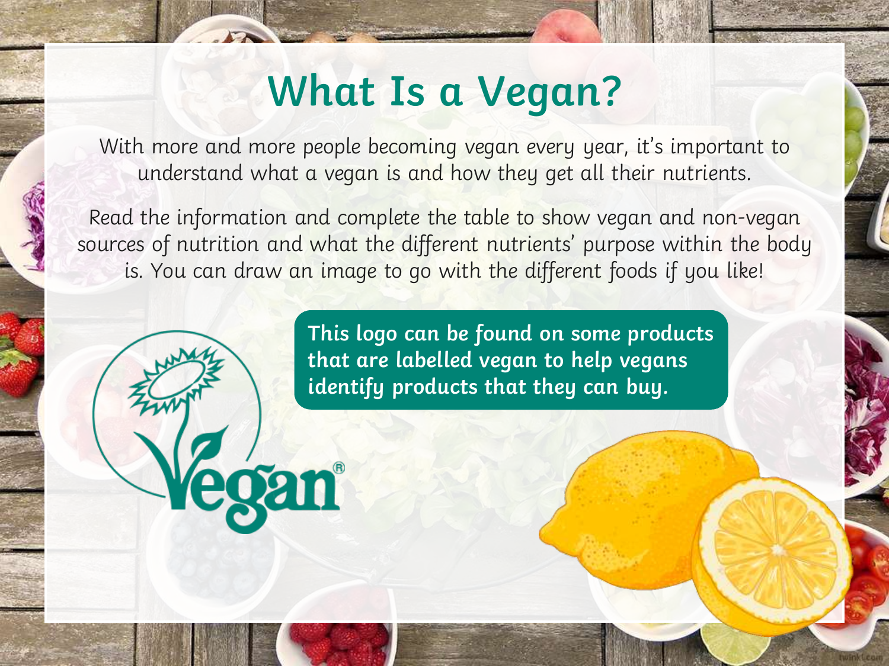# What Is a Vegan?

With more and more people becoming vegan every year, it's important to understand what a vegan is and how they get all their nutrients.

Read the information and complete the table to show vegan and non-vegan sources of nutrition and what the different nutrients' purpose within the body is. You can draw an image to go with the different foods if you like!

**This logo can be found on some products that are labelled vegan to help vegans identify products that they can buy.**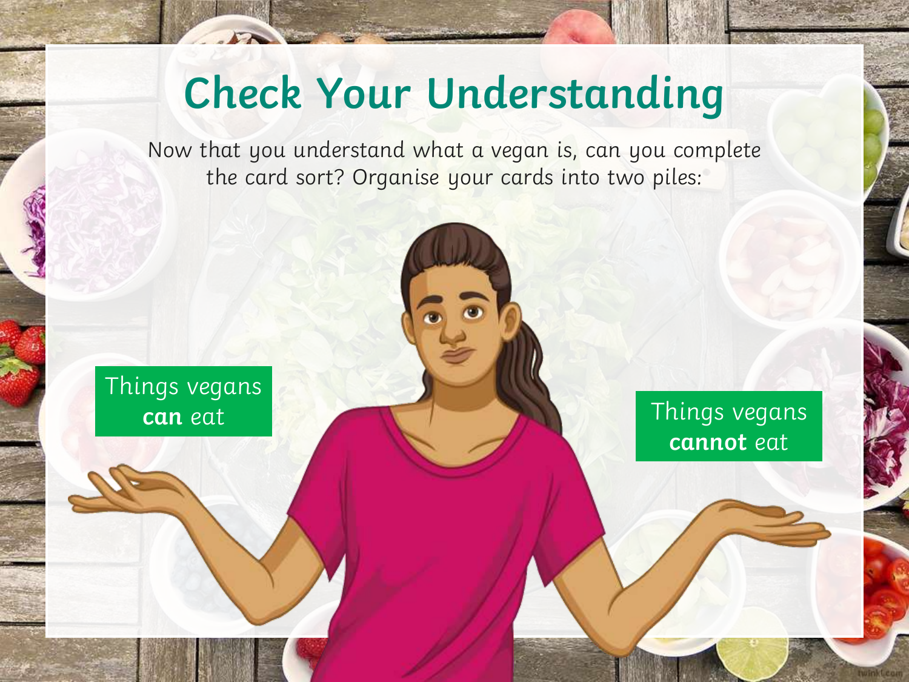# Check Your Understanding

Now that you understand what a vegan is, can you complete the card sort? Organise your cards into two piles:

Things vegans **can** eat

Things vegans **cannot** eat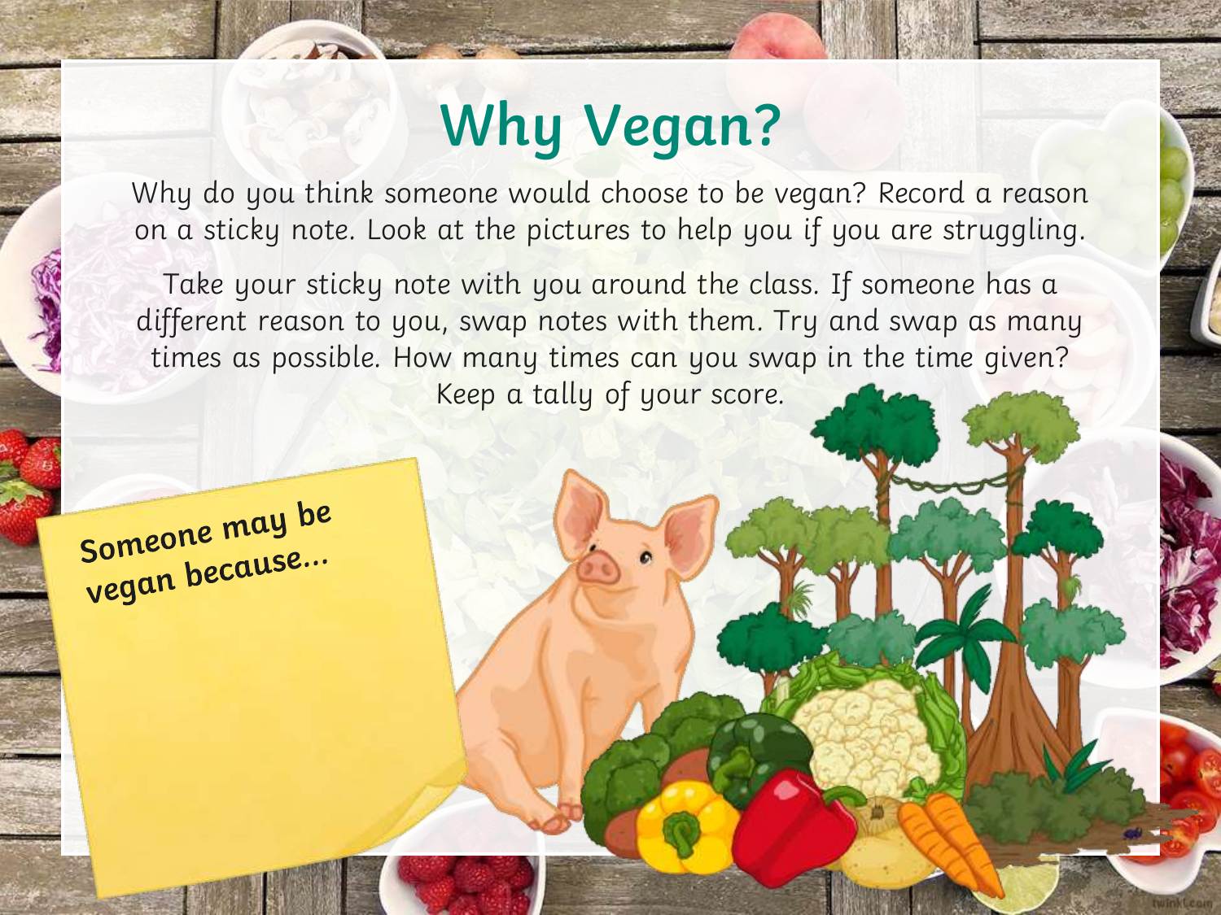# Why Vegan?

Why do you think someone would choose to be vegan? Record a reason on a sticky note. Look at the pictures to help you if you are struggling.

Take your sticky note with you around the class. If someone has a different reason to you, swap notes with them. Try and swap as many times as possible. How many times can you swap in the time given? Keep a tally of your score.

**Someone may be vegan because...**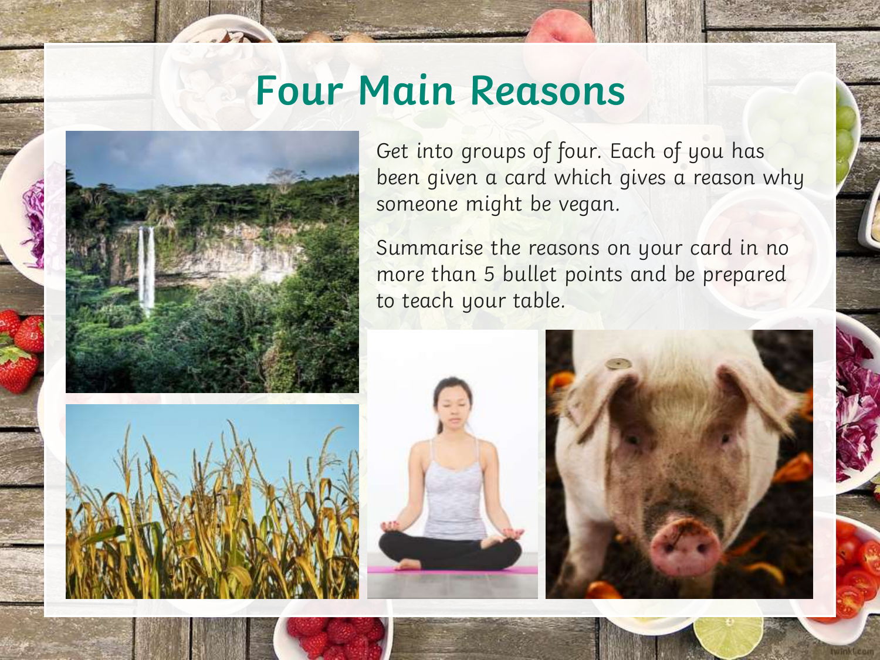# Four Main Reasons

Get into groups of four. Each of you has been given a card which gives a reason why someone might be vegan.

Summarise the reasons on your card in no more than 5 bullet points and be prepared to teach your table.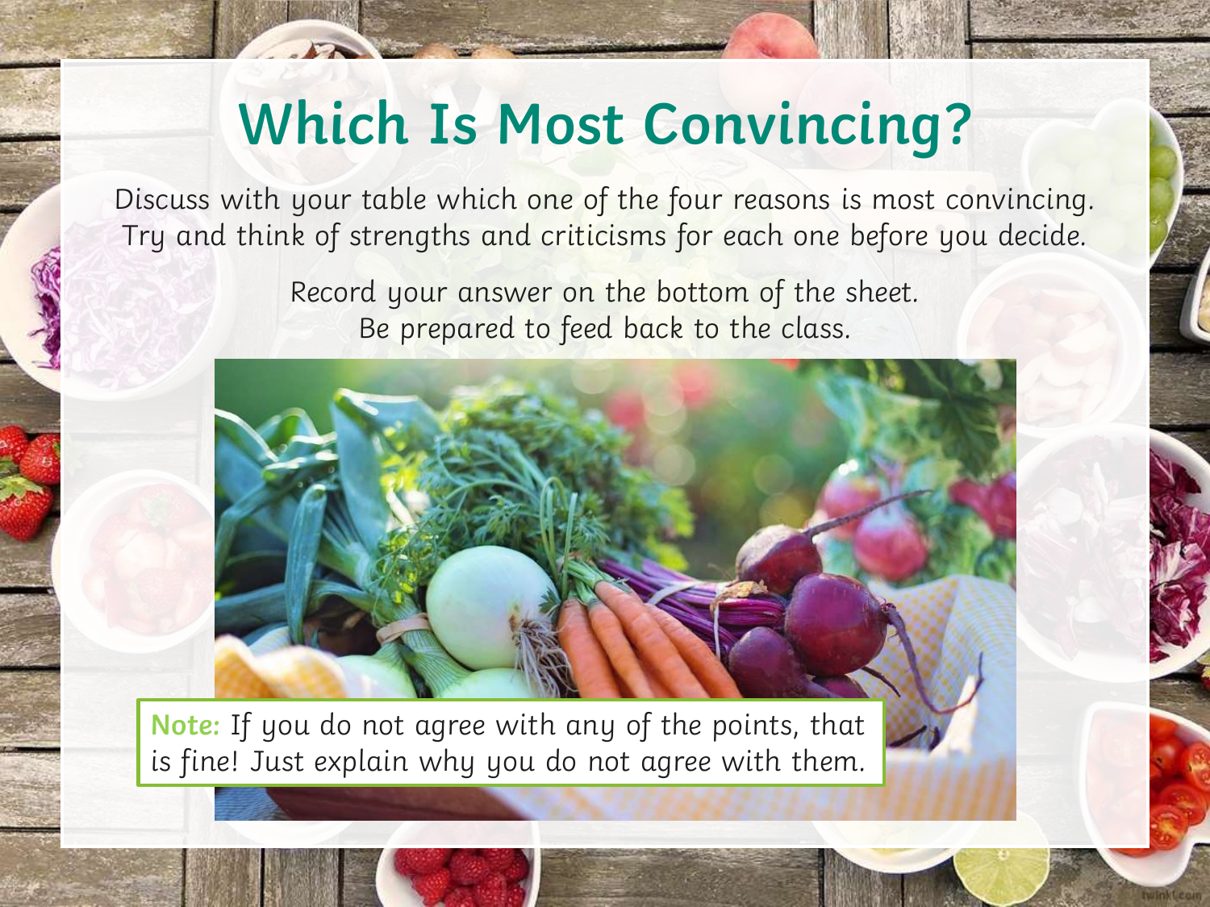# Which Is Most Convincing?

Discuss with your table which one of the four reasons is most convincing. Try and think of strengths and criticisms for each one before you decide.

Record your answer on the bottom of the sheet. Be prepared to feed back to the class.

**Note:** If you do not agree with any of the points, that is fine! Just explain why you do not agree with them.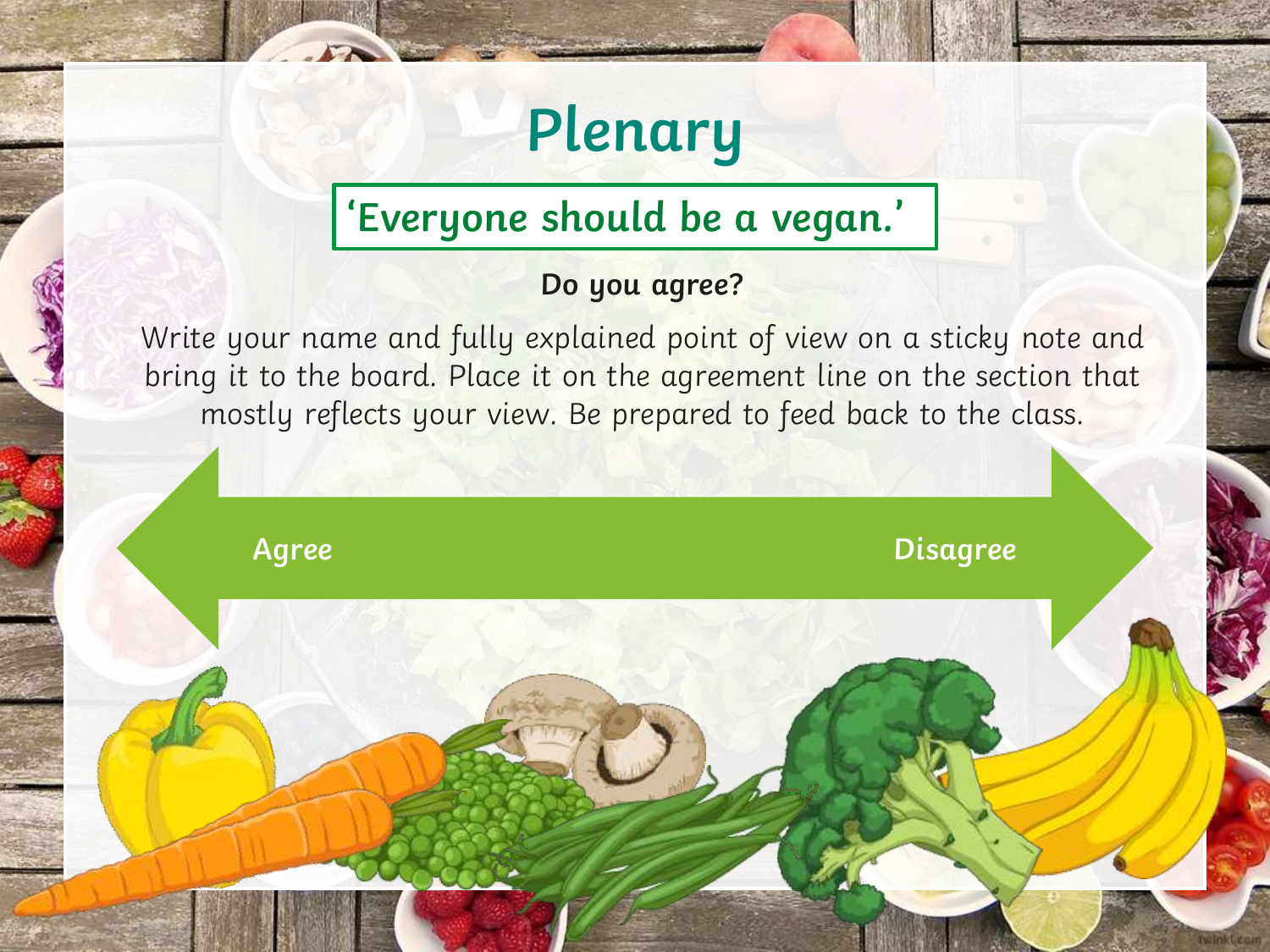# Plenary

**‘Everyone should be a vegan.’**

**Do you agree?**

Write your name and fully explained point of view on a sticky note and bring it to the board. Place it on the agreement line on the section that mostly reflects your view. Be prepared to feed back to the class.

Agree | Disagree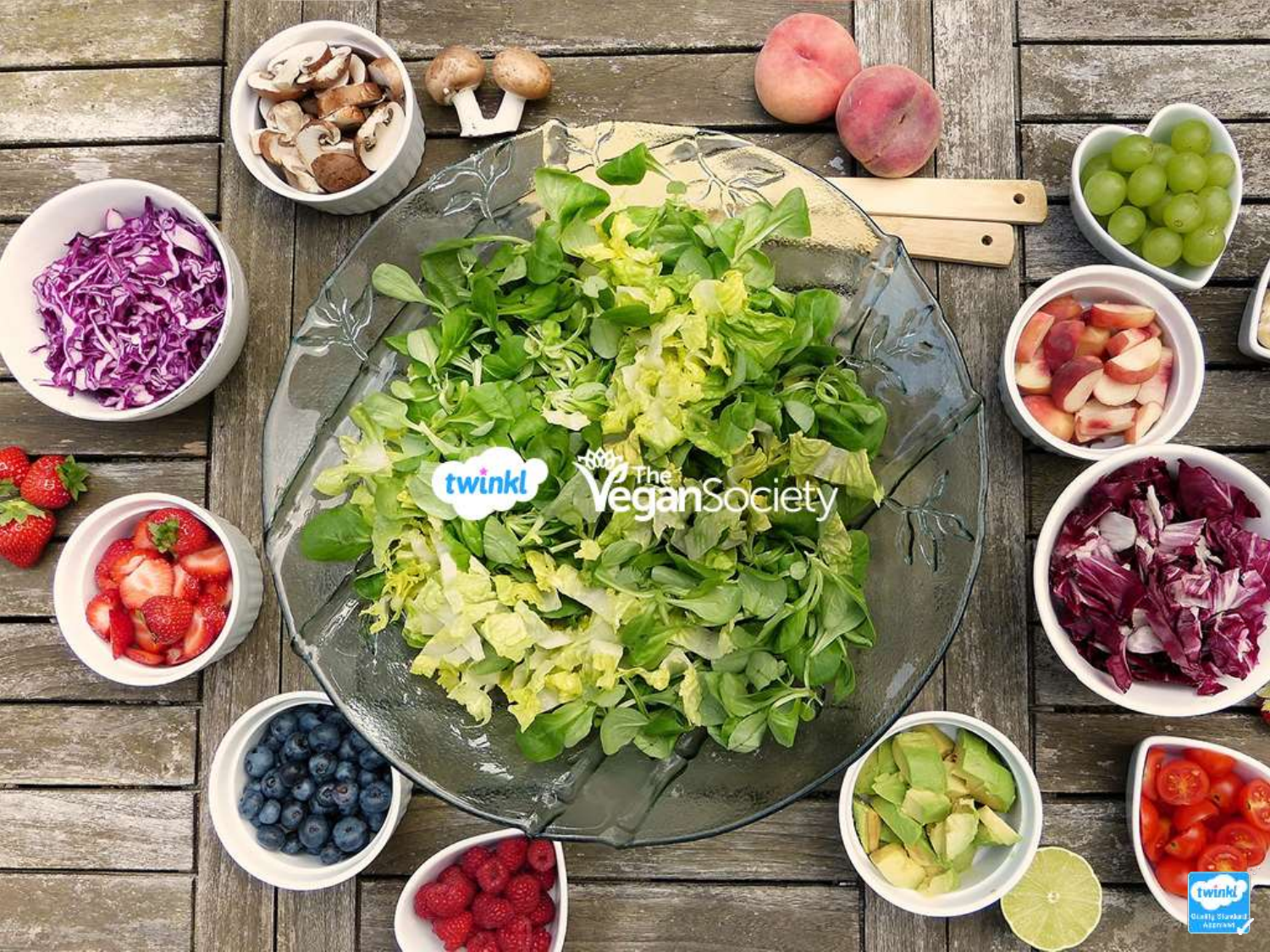twinkl The Vegan Society